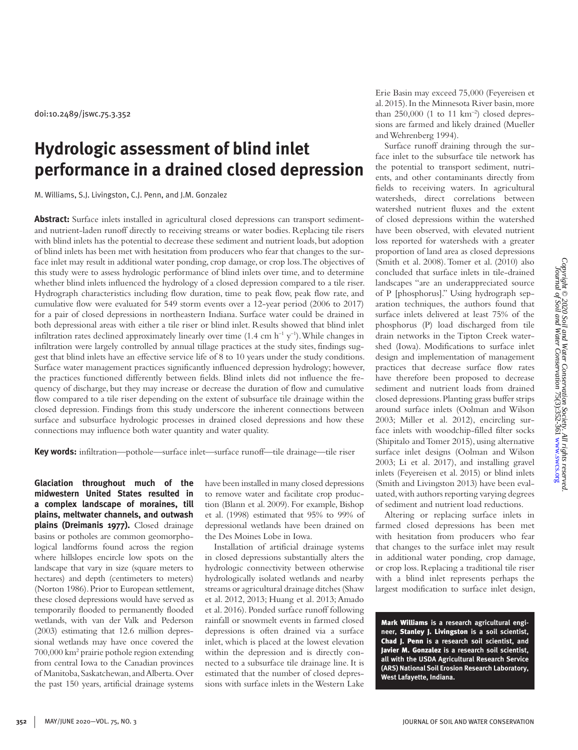doi:10.2489/jswc.75.3.352

# Hydrologic assessment of blind inlet performance in a drained closed depression

M. Williams, S.J. Livingston, C.J. Penn, and J.M. Gonzalez

**Abstract:** Surface inlets installed in agricultural closed depressions can transport sediment- and nutrient-laden runoff directly to receiving streams or water bodies. Replacing tile risers with blind inlets has the potential to decrease these sediment and nutrient loads, but adoption of blind inlets has been met with hesitation from producers who fear that changes to the surface inlet may result in additional water ponding, crop damage, or crop loss. The objectives of this study were to assess hydrologic performance of blind inlets over time, and to determine whether blind inlets influenced the hydrology of a closed depression compared to a tile riser. Hydrograph characteristics including flow duration, time to peak flow, peak flow rate, and cumulative flow were evaluated for 549 storm events over a 12-year period (2006 to 2017) for a pair of closed depressions in northeastern Indiana. Surface water could be drained in both depressional areas with either a tile riser or blind inlet. Results showed that blind inlet infiltration rates declined approximately linearly over time (1.4 cm $h^{-1}$ $y^{-1}$). While changes in infiltration were largely controlled by annual tillage practices at the study sites, findings suggest that blind inlets have an effective service life of 8 to 10 years under the study conditions. Surface water management practices significantly influenced depression hydrology; however, the practices functioned differently between fields. Blind inlets did not influence the frequency of discharge, but they may increase or decrease the duration of flow and cumulative flow compared to a tile riser depending on the extent of subsurface tile drainage within the closed depression. Findings from this study underscore the inherent connections between surface and subsurface hydrologic processes in drained closed depressions and how these connections may influence both water quantity and water quality.

**Key words:** infiltration—pothole—surface inlet—surface runoff—tile drainage—tile riser

**Glaciation throughout much of the midwestern United States resulted in a complex landscape of moraines, till plains, meltwater channels, and outwash plains (Dreimanis 1977).** Closed drainage basins or potholes are common geomorphological landforms found across the region where hillslopes encircle low spots on the landscape that vary in size (square meters to hectares) and depth (centimeters to meters) (Norton 1986). Prior to European settlement, these closed depressions would have served as temporarily flooded to permanently flooded wetlands, with van der Valk and Pederson (2003) estimating that 12.6 million depressional wetlands may have once covered the 700,000 km$^2$ prairie pothole region extending from central Iowa to the Canadian provinces of Manitoba, Saskatchewan, and Alberta. Over the past 150 years, artificial drainage systems have been installed in many closed depressions to remove water and facilitate crop production (Blann et al. 2009). For example, Bishop et al. (1998) estimated that 95% to 99% of depressional wetlands have been drained on the Des Moines Lobe in Iowa.

Installation of artificial drainage systems in closed depressions substantially alters the hydrologic connectivity between otherwise hydrologically isolated wetlands and nearby streams or agricultural drainage ditches (Shaw et al. 2012, 2013; Huang et al. 2013; Amado et al. 2016). Ponded surface runoff following rainfall or snowmelt events in farmed closed depressions is often drained via a surface inlet, which is placed at the lowest elevation within the depression and is directly connected to a subsurface tile drainage line. It is estimated that the number of closed depressions with surface inlets in the Western Lake Erie Basin may exceed 75,000 (Feyereisen et al. 2015). In the Minnesota River basin, more than 250,000 (1 to 11 km$^{-2}$) closed depressions are farmed and likely drained (Mueller and Wehrenberg 1994).

Surface runoff draining through the surface inlet to the subsurface tile network has the potential to transport sediment, nutrients, and other contaminants directly from fields to receiving waters. In agricultural watersheds, direct correlations between watershed nutrient fluxes and the extent of closed depressions within the watershed have been observed, with elevated nutrient loss reported for watersheds with a greater proportion of land area as closed depressions (Smith et al. 2008). Tomer et al. (2010) also concluded that surface inlets in tile-drained landscapes "are an underappreciated source of P [phosphorus]." Using hydrograph separation techniques, the authors found that surface inlets delivered at least 75% of the phosphorus (P) load discharged from tile drain networks in the Tipton Creek watershed (Iowa). Modifications to surface inlet design and implementation of management practices that decrease surface flow rates have therefore been proposed to decrease sediment and nutrient loads from drained closed depressions. Planting grass buffer strips around surface inlets (Oolman and Wilson 2003; Miller et al. 2012), encircling surface inlets with woodchip-filled filter socks (Shipitalo and Tomer 2015), using alternative surface inlet designs (Oolman and Wilson 2003; Li et al. 2017), and installing gravel inlets (Feyereisen et al. 2015) or blind inlets (Smith and Livingston 2013) have been evaluated, with authors reporting varying degrees of sediment and nutrient load reductions.

Altering or replacing surface inlets in farmed closed depressions has been met with hesitation from producers who fear that changes to the surface inlet may result in additional water ponding, crop damage, or crop loss. Replacing a traditional tile riser with a blind inlet represents perhaps the largest modification to surface inlet design,

**Mark Williams** is a research agricultural engineer, **Stanley J. Livingston** is a soil scientist, **Chad J. Penn** is a research soil scientist, and **Javier M. Gonzalez** is a research soil scientist, all with the USDA Agricultural Research Service (ARS) National Soil Erosion Research Laboratory, West Lafayette, Indiana.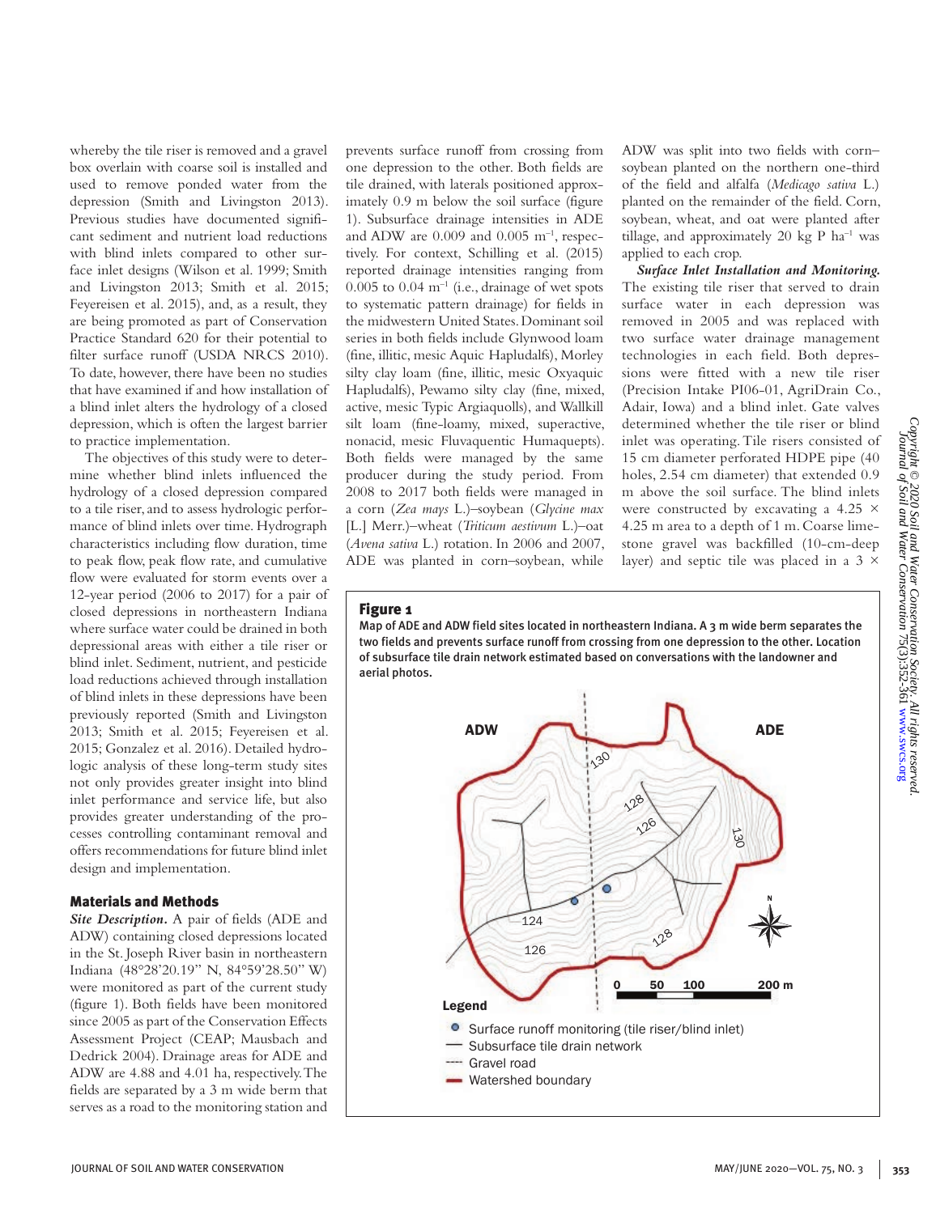whereby the tile riser is removed and a gravel box overlain with coarse soil is installed and used to remove ponded water from the depression (Smith and Livingston 2013). Previous studies have documented significant sediment and nutrient load reductions with blind inlets compared to other surface inlet designs (Wilson et al. 1999; Smith and Livingston 2013; Smith et al. 2015; Feyereisen et al. 2015), and, as a result, they are being promoted as part of Conservation Practice Standard 620 for their potential to filter surface runoff (USDA NRCS 2010). To date, however, there have been no studies that have examined if and how installation of a blind inlet alters the hydrology of a closed depression, which is often the largest barrier to practice implementation.

The objectives of this study were to determine whether blind inlets influenced the hydrology of a closed depression compared to a tile riser, and to assess hydrologic performance of blind inlets over time. Hydrograph characteristics including flow duration, time to peak flow, peak flow rate, and cumulative flow were evaluated for storm events over a 12-year period (2006 to 2017) for a pair of closed depressions in northeastern Indiana where surface water could be drained in both depressional areas with either a tile riser or blind inlet. Sediment, nutrient, and pesticide load reductions achieved through installation of blind inlets in these depressions have been previously reported (Smith and Livingston 2013; Smith et al. 2015; Feyereisen et al. 2015; Gonzalez et al. 2016). Detailed hydrologic analysis of these long-term study sites not only provides greater insight into blind inlet performance and service life, but also provides greater understanding of the processes controlling contaminant removal and offers recommendations for future blind inlet design and implementation.

## Materials and Methods

***Site Description.*** A pair of fields (ADE and ADW) containing closed depressions located in the St. Joseph River basin in northeastern Indiana (48°28'20.19" N, 84°59'28.50" W) were monitored as part of the current study (figure 1). Both fields have been monitored since 2005 as part of the Conservation Effects Assessment Project (CEAP; Mausbach and Dedrick 2004). Drainage areas for ADE and ADW are 4.88 and 4.01 ha, respectively. The fields are separated by a 3 m wide berm that serves as a road to the monitoring station and prevents surface runoff from crossing from one depression to the other. Both fields are tile drained, with laterals positioned approximately 0.9 m below the soil surface (figure 1). Subsurface drainage intensities in ADE and ADW are 0.009 and 0.005 m$^{-1}$, respectively. For context, Schilling et al. (2015) reported drainage intensities ranging from 0.005 to 0.04 m$^{-1}$ (i.e., drainage of wet spots to systematic pattern drainage) for fields in the midwestern United States. Dominant soil series in both fields include Glynwood loam (fine, illitic, mesic Aquic Hapludalfs), Morley silty clay loam (fine, illitic, mesic Oxyaquic Hapludalfs), Pewamo silty clay (fine, mixed, active, mesic Typic Argiaquolls), and Wallkill silt loam (fine-loamy, mixed, superactive, nonacid, mesic Fluvaquentic Humaquepts). Both fields were managed by the same producer during the study period. From 2008 to 2017 both fields were managed in a corn (*Zea mays* L.)–soybean (*Glycine max* [L.] Merr.)–wheat (*Triticum aestivum* L.)–oat (*Avena sativa* L.) rotation. In 2006 and 2007, ADE was planted in corn–soybean, while ADW was split into two fields with corn–soybean planted on the northern one-third of the field and alfalfa (*Medicago sativa* L.) planted on the remainder of the field. Corn, soybean, wheat, and oat were planted after tillage, and approximately 20 kg P ha$^{-1}$ was applied to each crop.

***Surface Inlet Installation and Monitoring.*** The existing tile riser that served to drain surface water in each depression was removed in 2005 and was replaced with two surface water drainage management technologies in each field. Both depressions were fitted with a new tile riser (Precision Intake PI06-01, AgriDrain Co., Adair, Iowa) and a blind inlet. Gate valves determined whether the tile riser or blind inlet was operating. Tile risers consisted of 15 cm diameter perforated HDPE pipe (40 holes, 2.54 cm diameter) that extended 0.9 m above the soil surface. The blind inlets were constructed by excavating a 4.25 × 4.25 m area to a depth of 1 m. Coarse limestone gravel was backfilled (10-cm-deep layer) and septic tile was placed in a 3 ×

**Figure 1**
Map of ADE and ADW field sites located in northeastern Indiana. A 3 m wide berm separates the two fields and prevents surface runoff from crossing from one depression to the other. Location of subsurface tile drain network estimated based on conversations with the landowner and aerial photos.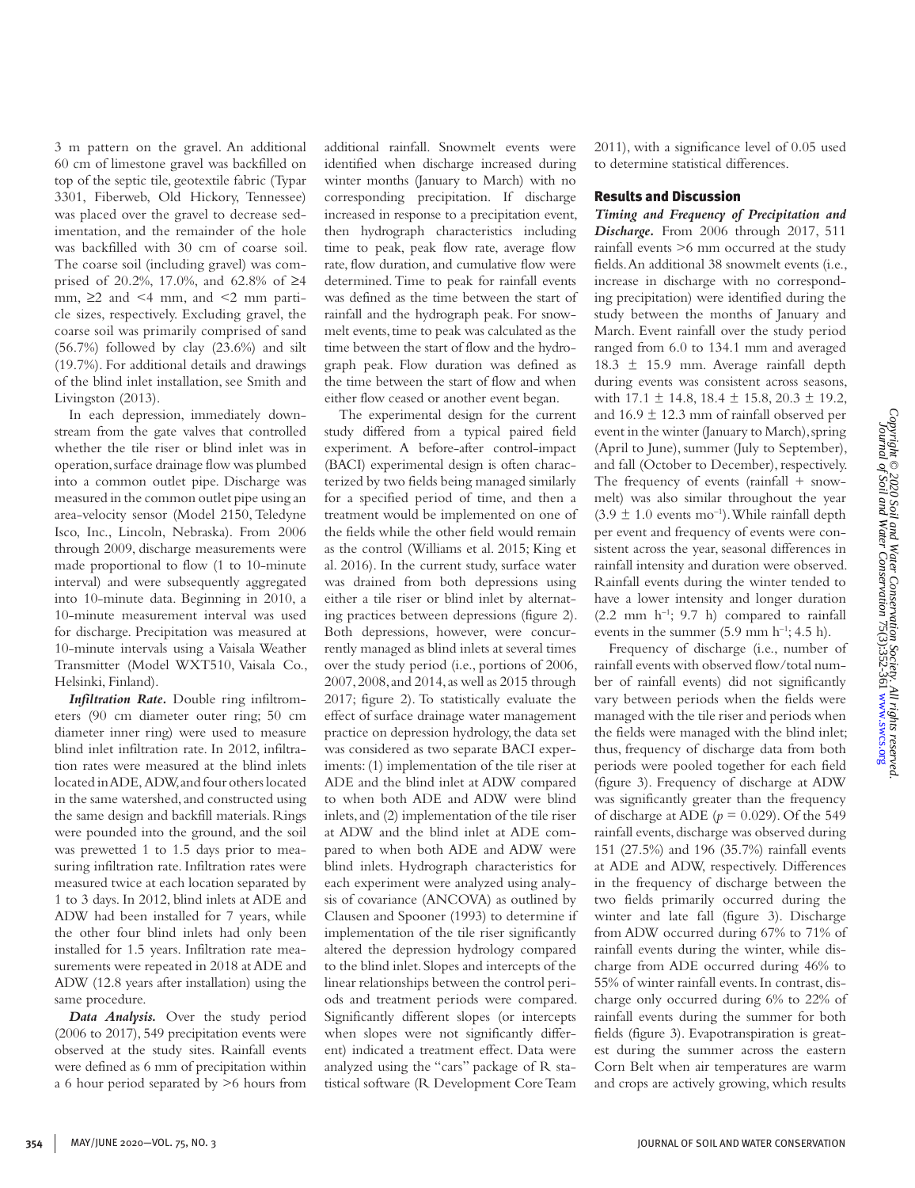3 m pattern on the gravel. An additional 60 cm of limestone gravel was backfilled on top of the septic tile, geotextile fabric (Typar 3301, Fiberweb, Old Hickory, Tennessee) was placed over the gravel to decrease sedimentation, and the remainder of the hole was backfilled with 30 cm of coarse soil. The coarse soil (including gravel) was comprised of 20.2%, 17.0%, and 62.8% of ≥4 mm, ≥2 and <4 mm, and <2 mm particle sizes, respectively. Excluding gravel, the coarse soil was primarily comprised of sand (56.7%) followed by clay (23.6%) and silt (19.7%). For additional details and drawings of the blind inlet installation, see Smith and Livingston (2013).

In each depression, immediately downstream from the gate valves that controlled whether the tile riser or blind inlet was in operation, surface drainage flow was plumbed into a common outlet pipe. Discharge was measured in the common outlet pipe using an area-velocity sensor (Model 2150, Teledyne Isco, Inc., Lincoln, Nebraska). From 2006 through 2009, discharge measurements were made proportional to flow (1 to 10-minute interval) and were subsequently aggregated into 10-minute data. Beginning in 2010, a 10-minute measurement interval was used for discharge. Precipitation was measured at 10-minute intervals using a Vaisala Weather Transmitter (Model WXT510, Vaisala Co., Helsinki, Finland).

***Infiltration Rate.*** Double ring infiltrometers (90 cm diameter outer ring; 50 cm diameter inner ring) were used to measure blind inlet infiltration rate. In 2012, infiltration rates were measured at the blind inlets located in ADE, ADW, and four others located in the same watershed, and constructed using the same design and backfill materials. Rings were pounded into the ground, and the soil was prewetted 1 to 1.5 days prior to measuring infiltration rate. Infiltration rates were measured twice at each location separated by 1 to 3 days. In 2012, blind inlets at ADE and ADW had been installed for 7 years, while the other four blind inlets had only been installed for 1.5 years. Infiltration rate measurements were repeated in 2018 at ADE and ADW (12.8 years after installation) using the same procedure.

***Data Analysis.*** Over the study period (2006 to 2017), 549 precipitation events were observed at the study sites. Rainfall events were defined as 6 mm of precipitation within a 6 hour period separated by >6 hours from additional rainfall. Snowmelt events were identified when discharge increased during winter months (January to March) with no corresponding precipitation. If discharge increased in response to a precipitation event, then hydrograph characteristics including time to peak, peak flow rate, average flow rate, flow duration, and cumulative flow were determined. Time to peak for rainfall events was defined as the time between the start of rainfall and the hydrograph peak. For snowmelt events, time to peak was calculated as the time between the start of flow and the hydrograph peak. Flow duration was defined as the time between the start of flow and when either flow ceased or another event began.

The experimental design for the current study differed from a typical paired field experiment. A before-after control-impact (BACI) experimental design is often characterized by two fields being managed similarly for a specified period of time, and then a treatment would be implemented on one of the fields while the other field would remain as the control (Williams et al. 2015; King et al. 2016). In the current study, surface water was drained from both depressions using either a tile riser or blind inlet by alternating practices between depressions (figure 2). Both depressions, however, were concurrently managed as blind inlets at several times over the study period (i.e., portions of 2006, 2007, 2008, and 2014, as well as 2015 through 2017; figure 2). To statistically evaluate the effect of surface drainage water management practice on depression hydrology, the data set was considered as two separate BACI experiments: (1) implementation of the tile riser at ADE and the blind inlet at ADW compared to when both ADE and ADW were blind inlets, and (2) implementation of the tile riser at ADW and the blind inlet at ADE compared to when both ADE and ADW were blind inlets. Hydrograph characteristics for each experiment were analyzed using analysis of covariance (ANCOVA) as outlined by Clausen and Spooner (1993) to determine if implementation of the tile riser significantly altered the depression hydrology compared to the blind inlet. Slopes and intercepts of the linear relationships between the control periods and treatment periods were compared. Significantly different slopes (or intercepts when slopes were not significantly different) indicated a treatment effect. Data were analyzed using the "cars" package of R statistical software (R Development Core Team 2011), with a significance level of 0.05 used to determine statistical differences.

## Results and Discussion

***Timing and Frequency of Precipitation and Discharge.*** From 2006 through 2017, 511 rainfall events >6 mm occurred at the study fields. An additional 38 snowmelt events (i.e., increase in discharge with no corresponding precipitation) were identified during the study between the months of January and March. Event rainfall over the study period ranged from 6.0 to 134.1 mm and averaged 18.3 ± 15.9 mm. Average rainfall depth during events was consistent across seasons, with 17.1 ± 14.8, 18.4 ± 15.8, 20.3 ± 19.2, and 16.9 ± 12.3 mm of rainfall observed per event in the winter (January to March), spring (April to June), summer (July to September), and fall (October to December), respectively. The frequency of events (rainfall + snowmelt) was also similar throughout the year (3.9 ± 1.0 events $mo^{-1}$). While rainfall depth per event and frequency of events were consistent across the year, seasonal differences in rainfall intensity and duration were observed. Rainfall events during the winter tended to have a lower intensity and longer duration (2.2 mm $h^{-1}$; 9.7 h) compared to rainfall events in the summer (5.9 mm $h^{-1}$; 4.5 h).

Frequency of discharge (i.e., number of rainfall events with observed flow/total number of rainfall events) did not significantly vary between periods when the fields were managed with the tile riser and periods when the fields were managed with the blind inlet; thus, frequency of discharge data from both periods were pooled together for each field (figure 3). Frequency of discharge at ADW was significantly greater than the frequency of discharge at ADE ($p = 0.029$). Of the 549 rainfall events, discharge was observed during 151 (27.5%) and 196 (35.7%) rainfall events at ADE and ADW, respectively. Differences in the frequency of discharge between the two fields primarily occurred during the winter and late fall (figure 3). Discharge from ADW occurred during 67% to 71% of rainfall events during the winter, while discharge from ADE occurred during 46% to 55% of winter rainfall events. In contrast, discharge only occurred during 6% to 22% of rainfall events during the summer for both fields (figure 3). Evapotranspiration is greatest during the summer across the eastern Corn Belt when air temperatures are warm and crops are actively growing, which results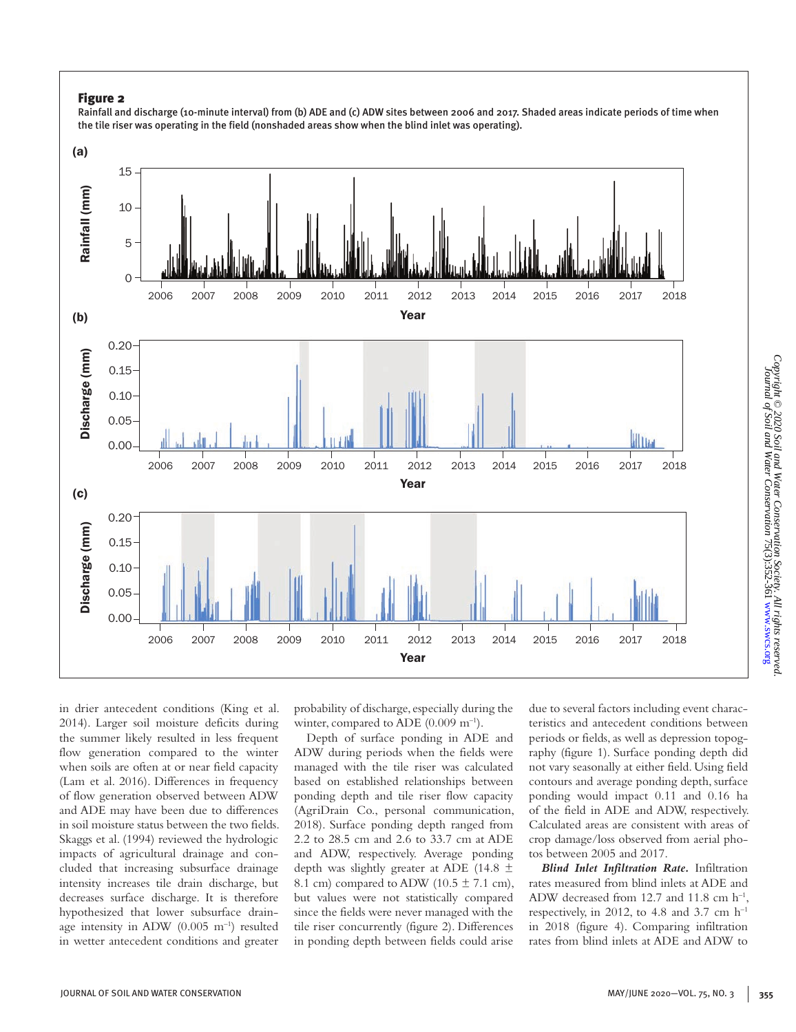**Figure 2**

Rainfall and discharge (10-minute interval) from (b) ADE and (c) ADW sites between 2006 and 2017. Shaded areas indicate periods of time when the tile riser was operating in the field (nonshaded areas show when the blind inlet was operating).

in drier antecedent conditions (King et al. 2014). Larger soil moisture deficits during the summer likely resulted in less frequent flow generation compared to the winter when soils are often at or near field capacity (Lam et al. 2016). Differences in frequency of flow generation observed between ADW and ADE may have been due to differences in soil moisture status between the two fields. Skaggs et al. (1994) reviewed the hydrologic impacts of agricultural drainage and concluded that increasing subsurface drainage intensity increases tile drain discharge, but decreases surface discharge. It is therefore hypothesized that lower subsurface drainage intensity in ADW (0.005 $m^{-1}$) resulted in wetter antecedent conditions and greater probability of discharge, especially during the winter, compared to ADE (0.009 $m^{-1}$).

Depth of surface ponding in ADE and ADW during periods when the fields were managed with the tile riser was calculated based on established relationships between ponding depth and tile riser flow capacity (AgriDrain Co., personal communication, 2018). Surface ponding depth ranged from 2.2 to 28.5 cm and 2.6 to 33.7 cm at ADE and ADW, respectively. Average ponding depth was slightly greater at ADE (14.8 ± 8.1 cm) compared to ADW (10.5 ± 7.1 cm), but values were not statistically compared since the fields were never managed with the tile riser concurrently (figure 2). Differences in ponding depth between fields could arise due to several factors including event characteristics and antecedent conditions between periods or fields, as well as depression topography (figure 1). Surface ponding depth did not vary seasonally at either field. Using field contours and average ponding depth, surface ponding would impact 0.11 and 0.16 ha of the field in ADE and ADW, respectively. Calculated areas are consistent with areas of crop damage/loss observed from aerial photos between 2005 and 2017.

***Blind Inlet Infiltration Rate.*** Infiltration rates measured from blind inlets at ADE and ADW decreased from 12.7 and 11.8 cm $h^{-1}$, respectively, in 2012, to 4.8 and 3.7 cm $h^{-1}$ in 2018 (figure 4). Comparing infiltration rates from blind inlets at ADE and ADW to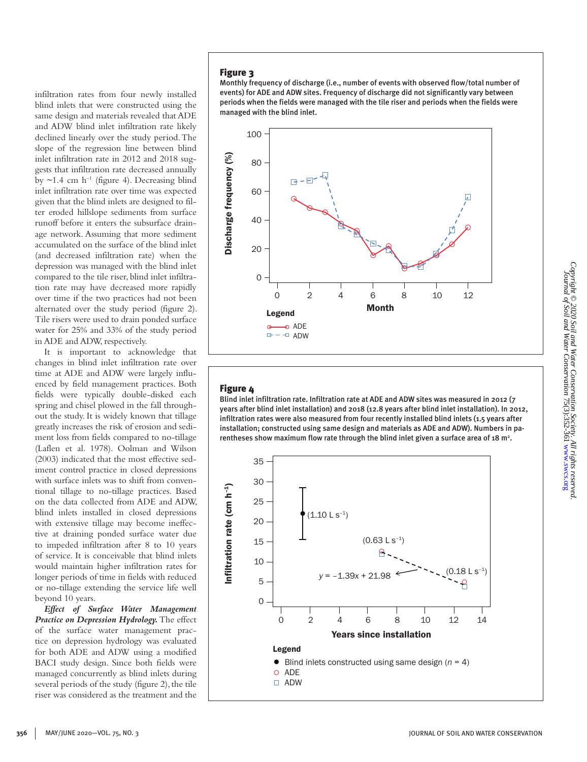infiltration rates from four newly installed blind inlets that were constructed using the same design and materials revealed that ADE and ADW blind inlet infiltration rate likely declined linearly over the study period. The slope of the regression line between blind inlet infiltration rate in 2012 and 2018 suggests that infiltration rate decreased annually by ~1.4 cm h$^{-1}$ (figure 4). Decreasing blind inlet infiltration rate over time was expected given that the blind inlets are designed to filter eroded hillslope sediments from surface runoff before it enters the subsurface drainage network. Assuming that more sediment accumulated on the surface of the blind inlet (and decreased infiltration rate) when the depression was managed with the blind inlet compared to the tile riser, blind inlet infiltration rate may have decreased more rapidly over time if the two practices had not been alternated over the study period (figure 2). Tile risers were used to drain ponded surface water for 25% and 33% of the study period in ADE and ADW, respectively.

It is important to acknowledge that changes in blind inlet infiltration rate over time at ADE and ADW were largely influenced by field management practices. Both fields were typically double-disked each spring and chisel plowed in the fall throughout the study. It is widely known that tillage greatly increases the risk of erosion and sediment loss from fields compared to no-tillage (Laflen et al. 1978). Oolman and Wilson (2003) indicated that the most effective sediment control practice in closed depressions with surface inlets was to shift from conventional tillage to no-tillage practices. Based on the data collected from ADE and ADW, blind inlets installed in closed depressions with extensive tillage may become ineffective at draining ponded surface water due to impeded infiltration after 8 to 10 years of service. It is conceivable that blind inlets would maintain higher infiltration rates for longer periods of time in fields with reduced or no-tillage extending the service life well beyond 10 years.

***Effect of Surface Water Management Practice on Depression Hydrology.*** The effect of the surface water management practice on depression hydrology was evaluated for both ADE and ADW using a modified BACI study design. Since both fields were managed concurrently as blind inlets during several periods of the study (figure 2), the tile riser was considered as the treatment and the

**Figure 3**

Monthly frequency of discharge (i.e., number of events with observed flow/total number of events) for ADE and ADW sites. Frequency of discharge did not significantly vary between periods when the fields were managed with the tile riser and periods when the fields were managed with the blind inlet.

**Figure 4**

Blind inlet infiltration rate. Infiltration rate at ADE and ADW sites was measured in 2012 (7 years after blind inlet installation) and 2018 (12.8 years after blind inlet installation). In 2012, infiltration rates were also measured from four recently installed blind inlets (1.5 years after installation; constructed using same design and materials as ADE and ADW). Numbers in parentheses show maximum flow rate through the blind inlet given a surface area of 18 m$^2$.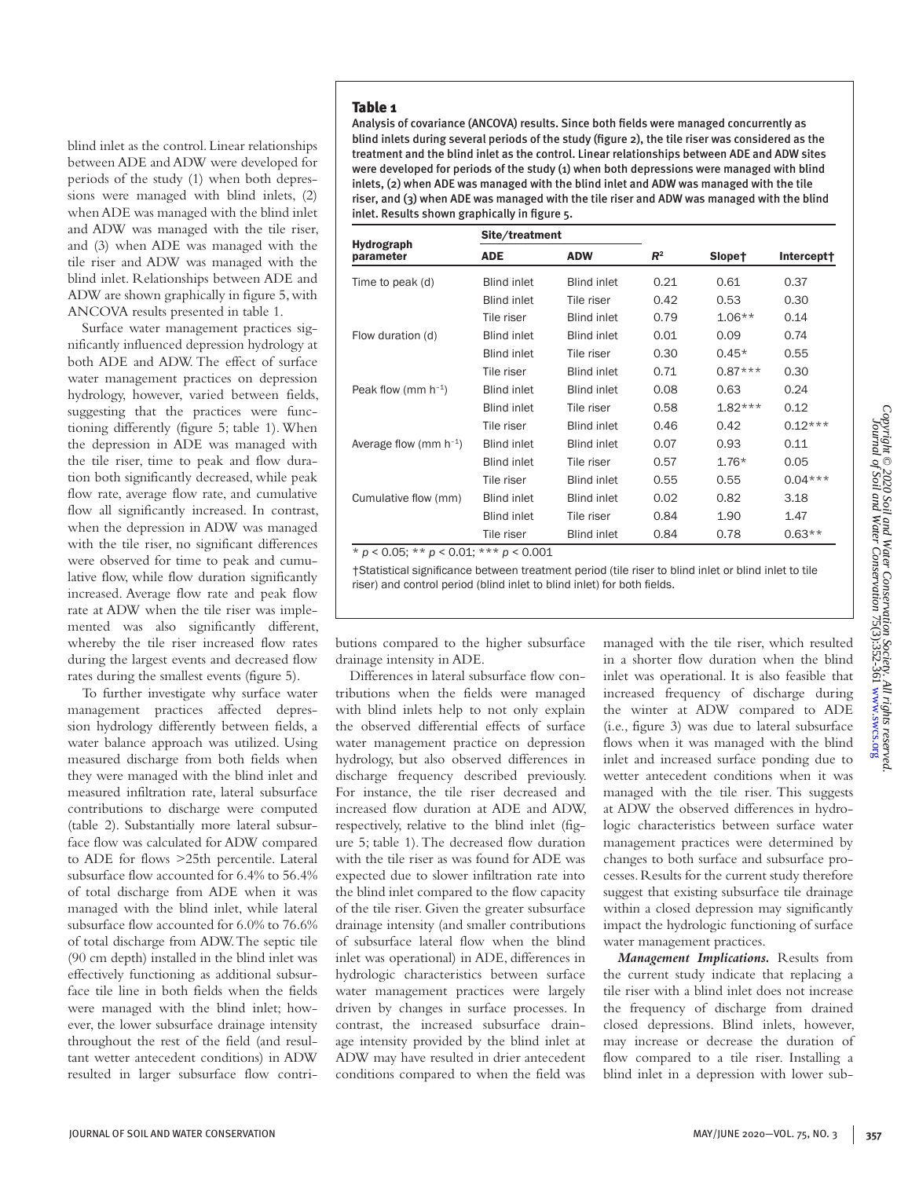blind inlet as the control. Linear relationships between ADE and ADW were developed for periods of the study (1) when both depressions were managed with blind inlets, (2) when ADE was managed with the blind inlet and ADW was managed with the tile riser, and (3) when ADE was managed with the tile riser and ADW was managed with the blind inlet. Relationships between ADE and ADW are shown graphically in figure 5, with ANCOVA results presented in table 1.

Surface water management practices significantly influenced depression hydrology at both ADE and ADW. The effect of surface water management practices on depression hydrology, however, varied between fields, suggesting that the practices were functioning differently (figure 5; table 1). When the depression in ADE was managed with the tile riser, time to peak and flow duration both significantly decreased, while peak flow rate, average flow rate, and cumulative flow all significantly increased. In contrast, when the depression in ADW was managed with the tile riser, no significant differences were observed for time to peak and cumulative flow, while flow duration significantly increased. Average flow rate and peak flow rate at ADW when the tile riser was implemented was also significantly different, whereby the tile riser increased flow rates during the largest events and decreased flow rates during the smallest events (figure 5).

To further investigate why surface water management practices affected depression hydrology differently between fields, a water balance approach was utilized. Using measured discharge from both fields when they were managed with the blind inlet and measured infiltration rate, lateral subsurface contributions to discharge were computed (table 2). Substantially more lateral subsurface flow was calculated for ADW compared to ADE for flows >25th percentile. Lateral subsurface flow accounted for 6.4% to 56.4% of total discharge from ADE when it was managed with the blind inlet, while lateral subsurface flow accounted for 6.0% to 76.6% of total discharge from ADW. The septic tile (90 cm depth) installed in the blind inlet was effectively functioning as additional subsurface tile line in both fields when the fields were managed with the blind inlet; however, the lower subsurface drainage intensity throughout the rest of the field (and resultant wetter antecedent conditions) in ADW resulted in larger subsurface flow contributions compared to the higher subsurface drainage intensity in ADE.

**Table 1**

Analysis of covariance (ANCOVA) results. Since both fields were managed concurrently as blind inlets during several periods of the study (figure 2), the tile riser was considered as the treatment and the blind inlet as the control. Linear relationships between ADE and ADW sites were developed for periods of the study (1) when both depressions were managed with blind inlets, (2) when ADE was managed with the blind inlet and ADW was managed with the tile riser, and (3) when ADE was managed with the tile riser and ADW was managed with the blind inlet. Results shown graphically in figure 5.

| Hydrograph parameter | Site/treatment | | | | |
|---|---|---|---|---|---|
| | ADE | ADW | $R^2$ | Slope† | Intercept† |
| Time to peak (d) | Blind inlet | Blind inlet | 0.21 | 0.61 | 0.37 |
| | Blind inlet | Tile riser | 0.42 | 0.53 | 0.30 |
| | Tile riser | Blind inlet | 0.79 | 1.06** | 0.14 |
| Flow duration (d) | Blind inlet | Blind inlet | 0.01 | 0.09 | 0.74 |
| | Blind inlet | Tile riser | 0.30 | 0.45* | 0.55 |
| | Tile riser | Blind inlet | 0.71 | 0.87*** | 0.30 |
| Peak flow (mm $h^{-1}$) | Blind inlet | Blind inlet | 0.08 | 0.63 | 0.24 |
| | Blind inlet | Tile riser | 0.58 | 1.82*** | 0.12 |
| | Tile riser | Blind inlet | 0.46 | 0.42 | 0.12*** |
| Average flow (mm $h^{-1}$) | Blind inlet | Blind inlet | 0.07 | 0.93 | 0.11 |
| | Blind inlet | Tile riser | 0.57 | 1.76* | 0.05 |
| | Tile riser | Blind inlet | 0.55 | 0.55 | 0.04*** |
| Cumulative flow (mm) | Blind inlet | Blind inlet | 0.02 | 0.82 | 3.18 |
| | Blind inlet | Tile riser | 0.84 | 1.90 | 1.47 |
| | Tile riser | Blind inlet | 0.84 | 0.78 | 0.63** |

* $p < 0.05$; ** $p < 0.01$; *** $p < 0.001$

†Statistical significance between treatment period (tile riser to blind inlet or blind inlet to tile riser) and control period (blind inlet to blind inlet) for both fields.

Differences in lateral subsurface flow contributions when the fields were managed with blind inlets help to not only explain the observed differential effects of surface water management practice on depression hydrology, but also observed differences in discharge frequency described previously. For instance, the tile riser decreased and increased flow duration at ADE and ADW, respectively, relative to the blind inlet (figure 5; table 1). The decreased flow duration with the tile riser as was found for ADE was expected due to slower infiltration rate into the blind inlet compared to the flow capacity of the tile riser. Given the greater subsurface drainage intensity (and smaller contributions of subsurface lateral flow when the blind inlet was operational) in ADE, differences in hydrologic characteristics between surface water management practices were largely driven by changes in surface processes. In contrast, the increased subsurface drainage intensity provided by the blind inlet at ADW may have resulted in drier antecedent conditions compared to when the field was managed with the tile riser, which resulted in a shorter flow duration when the blind inlet was operational. It is also feasible that increased frequency of discharge during the winter at ADW compared to ADE (i.e., figure 3) was due to lateral subsurface flows when it was managed with the blind inlet and increased surface ponding due to wetter antecedent conditions when it was managed with the tile riser. This suggests at ADW the observed differences in hydrologic characteristics between surface water management practices were determined by changes to both surface and subsurface processes. Results for the current study therefore suggest that existing subsurface tile drainage within a closed depression may significantly impact the hydrologic functioning of surface water management practices.

***Management Implications.*** Results from the current study indicate that replacing a tile riser with a blind inlet does not increase the frequency of discharge from drained closed depressions. Blind inlets, however, may increase or decrease the duration of flow compared to a tile riser. Installing a blind inlet in a depression with lower sub-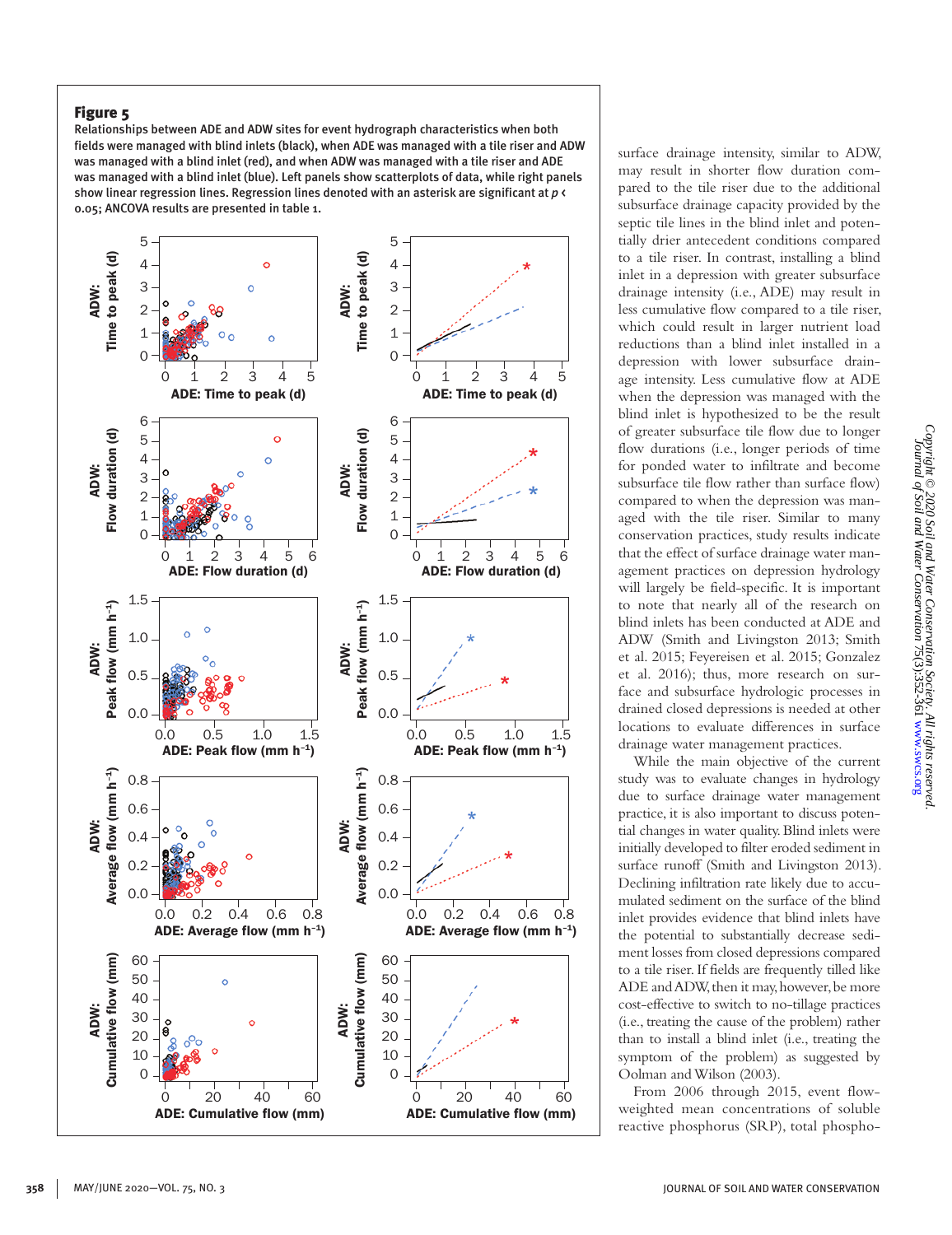**Figure 5**

Relationships between ADE and ADW sites for event hydrograph characteristics when both fields were managed with blind inlets (black), when ADE was managed with a tile riser and ADW was managed with a blind inlet (red), and when ADW was managed with a tile riser and ADE was managed with a blind inlet (blue). Left panels show scatterplots of data, while right panels show linear regression lines. Regression lines denoted with an asterisk are significant at $p < 0.05$; ANCOVA results are presented in table 1.

surface drainage intensity, similar to ADW, may result in shorter flow duration compared to the tile riser due to the additional subsurface drainage capacity provided by the septic tile lines in the blind inlet and potentially drier antecedent conditions compared to a tile riser. In contrast, installing a blind inlet in a depression with greater subsurface drainage intensity (i.e., ADE) may result in less cumulative flow compared to a tile riser, which could result in larger nutrient load reductions than a blind inlet installed in a depression with lower subsurface drainage intensity. Less cumulative flow at ADE when the depression was managed with the blind inlet is hypothesized to be the result of greater subsurface tile flow due to longer flow durations (i.e., longer periods of time for ponded water to infiltrate and become subsurface tile flow rather than surface flow) compared to when the depression was managed with the tile riser. Similar to many conservation practices, study results indicate that the effect of surface drainage water management practices on depression hydrology will largely be field-specific. It is important to note that nearly all of the research on blind inlets has been conducted at ADE and ADW (Smith and Livingston 2013; Smith et al. 2015; Feyereisen et al. 2015; Gonzalez et al. 2016); thus, more research on surface and subsurface hydrologic processes in drained closed depressions is needed at other locations to evaluate differences in surface drainage water management practices.

While the main objective of the current study was to evaluate changes in hydrology due to surface drainage water management practice, it is also important to discuss potential changes in water quality. Blind inlets were initially developed to filter eroded sediment in surface runoff (Smith and Livingston 2013). Declining infiltration rate likely due to accumulated sediment on the surface of the blind inlet provides evidence that blind inlets have the potential to substantially decrease sediment losses from closed depressions compared to a tile riser. If fields are frequently tilled like ADE and ADW, then it may, however, be more cost-effective to switch to no-tillage practices (i.e., treating the cause of the problem) rather than to install a blind inlet (i.e., treating the symptom of the problem) as suggested by Oolman and Wilson (2003).

From 2006 through 2015, event flow-weighted mean concentrations of soluble reactive phosphorus (SRP), total phospho-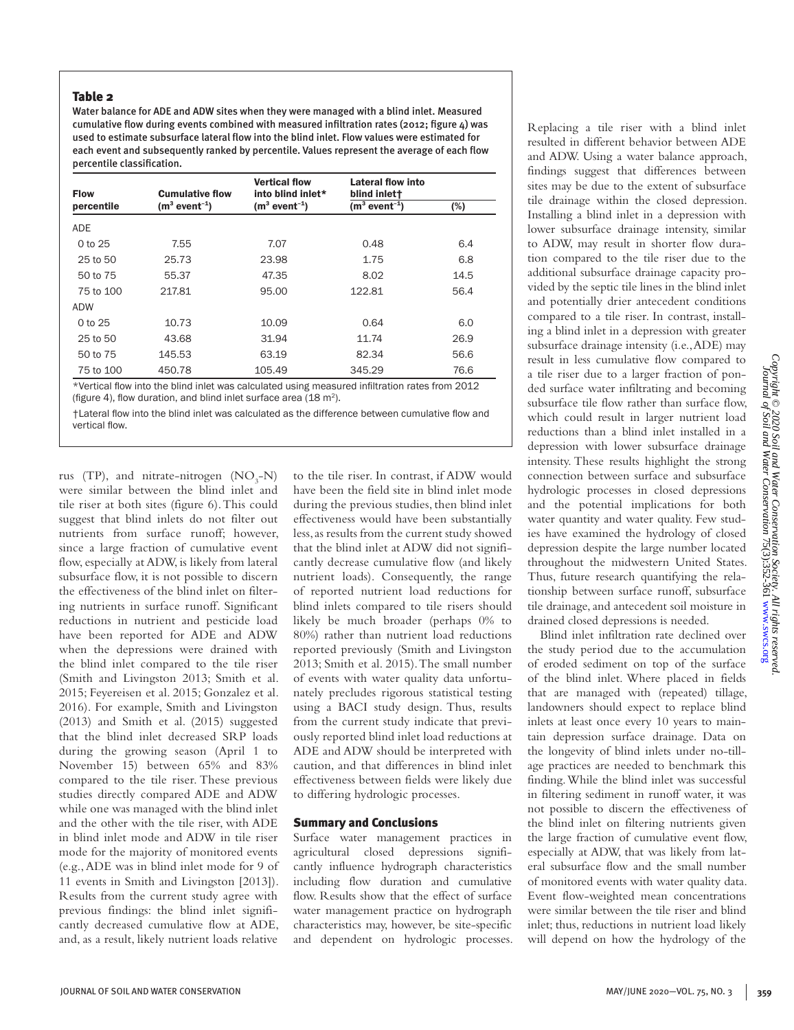### Table 2

Water balance for ADE and ADW sites when they were managed with a blind inlet. Measured cumulative flow during events combined with measured infiltration rates (2012; figure 4) was used to estimate subsurface lateral flow into the blind inlet. Flow values were estimated for each event and subsequently ranked by percentile. Values represent the average of each flow percentile classification.

| Flow percentile | Cumulative flow ($m^3$ event$^{-1}$) | Vertical flow into blind inlet* ($m^3$ event$^{-1}$) | Lateral flow into blind inlet† ($m^3$ event$^{-1}$) | (%) |
|---|---|---|---|---|
| ADE | | | | |
| 0 to 25 | 7.55 | 7.07 | 0.48 | 6.4 |
| 25 to 50 | 25.73 | 23.98 | 1.75 | 6.8 |
| 50 to 75 | 55.37 | 47.35 | 8.02 | 14.5 |
| 75 to 100 | 217.81 | 95.00 | 122.81 | 56.4 |
| ADW | | | | |
| 0 to 25 | 10.73 | 10.09 | 0.64 | 6.0 |
| 25 to 50 | 43.68 | 31.94 | 11.74 | 26.9 |
| 50 to 75 | 145.53 | 63.19 | 82.34 | 56.6 |
| 75 to 100 | 450.78 | 105.49 | 345.29 | 76.6 |

*Vertical flow into the blind inlet was calculated using measured infiltration rates from 2012 (figure 4), flow duration, and blind inlet surface area (18 $m^2$).

†Lateral flow into the blind inlet was calculated as the difference between cumulative flow and vertical flow.

rus (TP), and nitrate-nitrogen ($NO_3$-N) were similar between the blind inlet and tile riser at both sites (figure 6). This could suggest that blind inlets do not filter out nutrients from surface runoff; however, since a large fraction of cumulative event flow, especially at ADW, is likely from lateral subsurface flow, it is not possible to discern the effectiveness of the blind inlet on filtering nutrients in surface runoff. Significant reductions in nutrient and pesticide load have been reported for ADE and ADW when the depressions were drained with the blind inlet compared to the tile riser (Smith and Livingston 2013; Smith et al. 2015; Feyereisen et al. 2015; Gonzalez et al. 2016). For example, Smith and Livingston (2013) and Smith et al. (2015) suggested that the blind inlet decreased SRP loads during the growing season (April 1 to November 15) between 65% and 83% compared to the tile riser. These previous studies directly compared ADE and ADW while one was managed with the blind inlet and the other with the tile riser, with ADE in blind inlet mode and ADW in tile riser mode for the majority of monitored events (e.g., ADE was in blind inlet mode for 9 of 11 events in Smith and Livingston [2013]). Results from the current study agree with previous findings: the blind inlet significantly decreased cumulative flow at ADE, and, as a result, likely nutrient loads relative to the tile riser. In contrast, if ADW would have been the field site in blind inlet mode during the previous studies, then blind inlet effectiveness would have been substantially less, as results from the current study showed that the blind inlet at ADW did not significantly decrease cumulative flow (and likely nutrient loads). Consequently, the range of reported nutrient load reductions for blind inlets compared to tile risers should likely be much broader (perhaps 0% to 80%) rather than nutrient load reductions reported previously (Smith and Livingston 2013; Smith et al. 2015). The small number of events with water quality data unfortunately precludes rigorous statistical testing using a BACI study design. Thus, results from the current study indicate that previously reported blind inlet load reductions at ADE and ADW should be interpreted with caution, and that differences in blind inlet effectiveness between fields were likely due to differing hydrologic processes.

## Summary and Conclusions

Surface water management practices in agricultural closed depressions significantly influence hydrograph characteristics including flow duration and cumulative flow. Results show that the effect of surface water management practice on hydrograph characteristics may, however, be site-specific and dependent on hydrologic processes. Replacing a tile riser with a blind inlet resulted in different behavior between ADE and ADW. Using a water balance approach, findings suggest that differences between sites may be due to the extent of subsurface tile drainage within the closed depression. Installing a blind inlet in a depression with lower subsurface drainage intensity, similar to ADW, may result in shorter flow duration compared to the tile riser due to the additional subsurface drainage capacity provided by the septic tile lines in the blind inlet and potentially drier antecedent conditions compared to a tile riser. In contrast, installing a blind inlet in a depression with greater subsurface drainage intensity (i.e., ADE) may result in less cumulative flow compared to a tile riser due to a larger fraction of ponded surface water infiltrating and becoming subsurface tile flow rather than surface flow, which could result in larger nutrient load reductions than a blind inlet installed in a depression with lower subsurface drainage intensity. These results highlight the strong connection between surface and subsurface hydrologic processes in closed depressions and the potential implications for both water quantity and water quality. Few studies have examined the hydrology of closed depression despite the large number located throughout the midwestern United States. Thus, future research quantifying the relationship between surface runoff, subsurface tile drainage, and antecedent soil moisture in drained closed depressions is needed.

Blind inlet infiltration rate declined over the study period due to the accumulation of eroded sediment on top of the surface of the blind inlet. Where placed in fields that are managed with (repeated) tillage, landowners should expect to replace blind inlets at least once every 10 years to maintain depression surface drainage. Data on the longevity of blind inlets under no-tillage practices are needed to benchmark this finding. While the blind inlet was successful in filtering sediment in runoff water, it was not possible to discern the effectiveness of the blind inlet on filtering nutrients given the large fraction of cumulative event flow, especially at ADW, that was likely from lateral subsurface flow and the small number of monitored events with water quality data. Event flow-weighted mean concentrations were similar between the tile riser and blind inlet; thus, reductions in nutrient load likely will depend on how the hydrology of the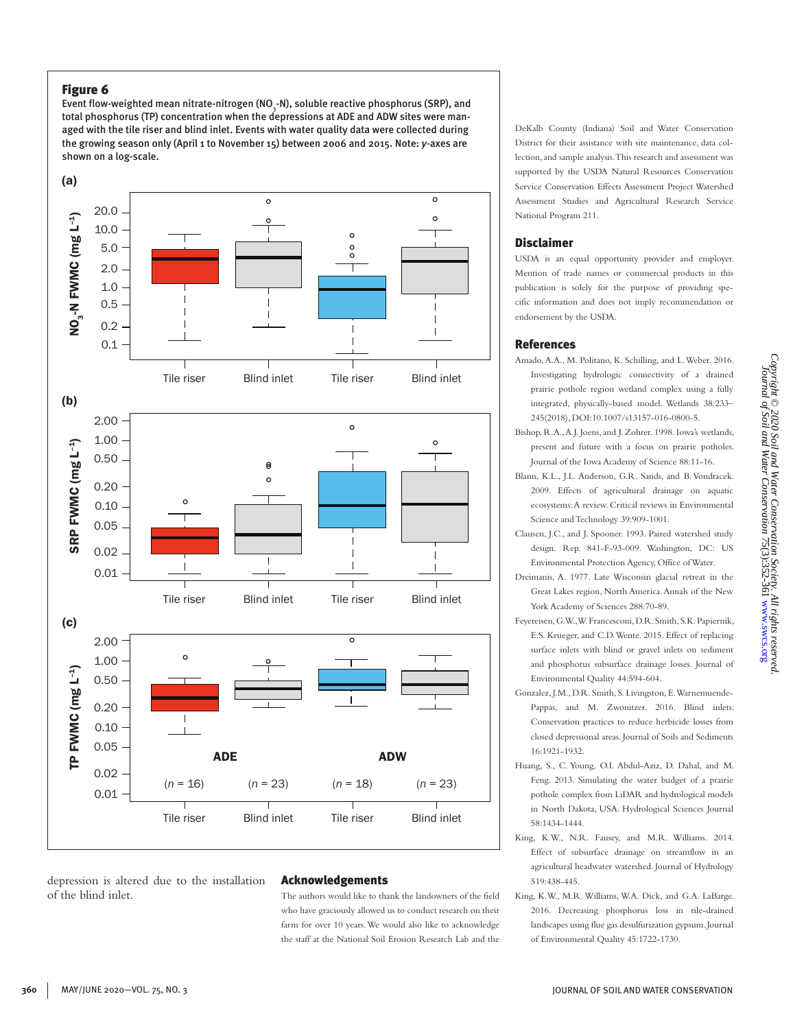**Figure 6**

Event flow-weighted mean nitrate-nitrogen ($NO_3$-N), soluble reactive phosphorus (SRP), and total phosphorus (TP) concentration when the depressions at ADE and ADW sites were managed with the tile riser and blind inlet. Events with water quality data were collected during the growing season only (April 1 to November 15) between 2006 and 2015. Note: *y*-axes are shown on a log-scale.

depression is altered due to the installation of the blind inlet.

## Acknowledgements

The authors would like to thank the landowners of the field who have graciously allowed us to conduct research on their farm for over 10 years. We would also like to acknowledge the staff at the National Soil Erosion Research Lab and the DeKalb County (Indiana) Soil and Water Conservation District for their assistance with site maintenance, data collection, and sample analysis. This research and assessment was supported by the USDA Natural Resources Conservation Service Conservation Effects Assessment Project Watershed Assessment Studies and Agricultural Research Service National Program 211.

## Disclaimer

USDA is an equal opportunity provider and employer. Mention of trade names or commercial products in this publication is solely for the purpose of providing specific information and does not imply recommendation or endorsement by the USDA.

## References

Amado, A.A., M. Politano, K. Schilling, and L. Weber. 2016. Investigating hydrologic connectivity of a drained prairie pothole region wetland complex using a fully integrated, physically-based model. Wetlands 38:233–245(2018), DOI:10.1007/s13157-016-0800-5.

Bishop, R.A., A.J. Joens, and J. Zohrer. 1998. Iowa's wetlands, present and future with a focus on prairie potholes. Journal of the Iowa Academy of Science 88:11-16.

Blann, K.L., J.L. Anderson, G.R. Sands, and B. Vondracek. 2009. Effects of agricultural drainage on aquatic ecosystems: A review. Critical reviews in Environmental Science and Technology 39:909-1001.

Clausen, J.C., and J. Spooner. 1993. Paired watershed study design. Rep. 841-F-93-009. Washington, DC: US Environmental Protection Agency, Office of Water.

Dreimanis, A. 1977. Late Wisconsin glacial retreat in the Great Lakes region, North America. Annals of the New York Academy of Sciences 288:70-89.

Feyereisen, G.W., W. Francesconi, D.R. Smith, S.K. Papiernik, E.S. Krueger, and C.D. Wente. 2015. Effect of replacing surface inlets with blind or gravel inlets on sediment and phosphorus subsurface drainage losses. Journal of Environmental Quality 44:594-604.

Gonzalez, J.M., D.R. Smith, S. Livingston, E. Warnemuende-Pappas, and M. Zwonitzer. 2016. Blind inlets: Conservation practices to reduce herbicide losses from closed depressional areas. Journal of Soils and Sediments 16:1921-1932.

Huang, S., C. Young, O.I. Abdul-Aziz, D. Dahal, and M. Feng. 2013. Simulating the water budget of a prairie pothole complex from LiDAR and hydrological models in North Dakota, USA. Hydrological Sciences Journal 58:1434-1444.

King, K.W., N.R. Fausey, and M.R. Williams. 2014. Effect of subsurface drainage on streamflow in an agricultural headwater watershed. Journal of Hydrology 519:438-445.

King, K.W., M.R. Williams, W.A. Dick, and G.A. LaBarge. 2016. Decreasing phosphorus loss in tile-drained landscapes using flue gas desulfurization gypsum. Journal of Environmental Quality 45:1722-1730.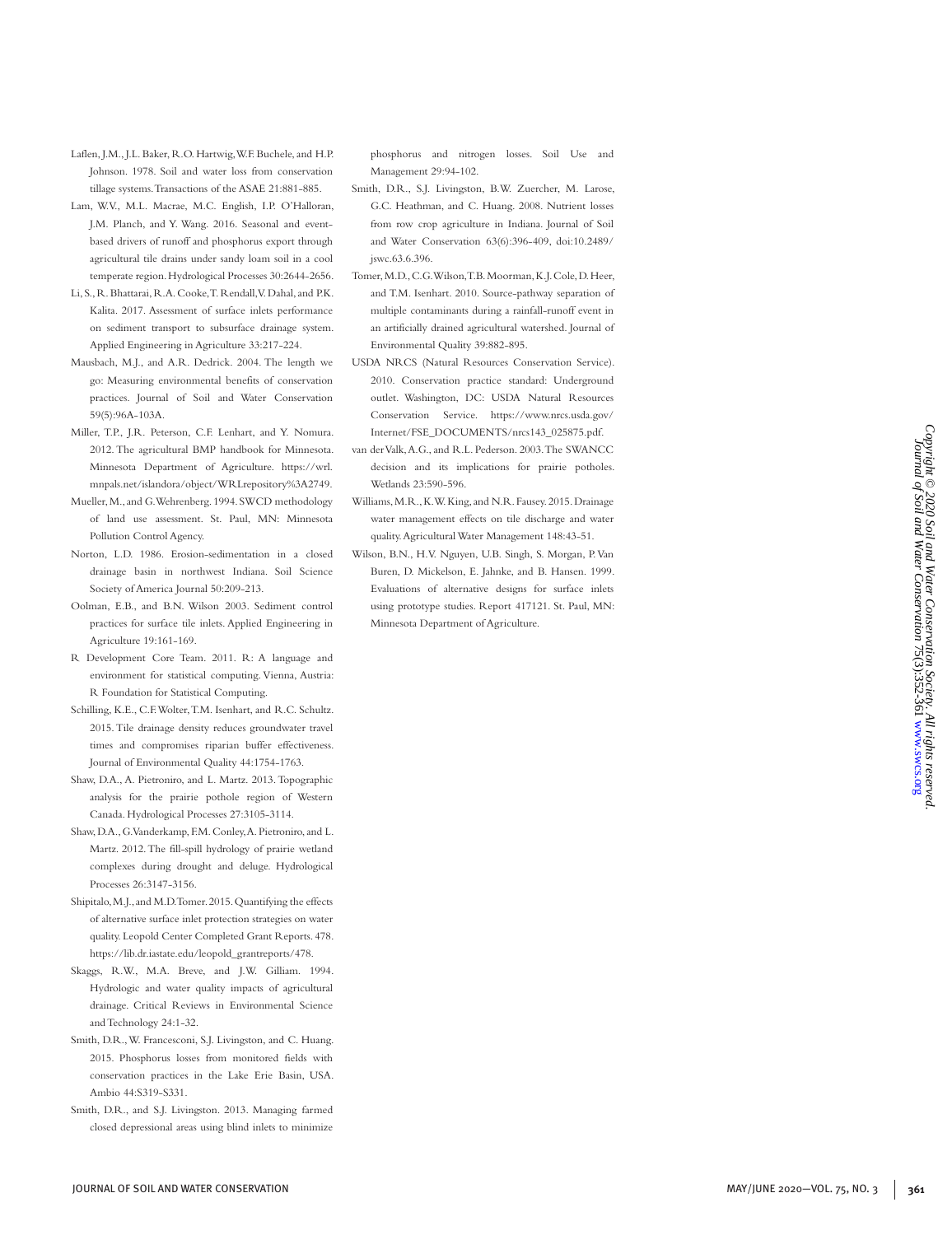Laflen, J.M., J.L. Baker, R.O. Hartwig, W.F. Buchele, and H.P. Johnson. 1978. Soil and water loss from conservation tillage systems. Transactions of the ASAE 21:881-885.

Lam, W.V., M.L. Macrae, M.C. English, I.P. O'Halloran, J.M. Planch, and Y. Wang. 2016. Seasonal and event-based drivers of runoff and phosphorus export through agricultural tile drains under sandy loam soil in a cool temperate region. Hydrological Processes 30:2644-2656.

Li, S., R. Bhattarai, R.A. Cooke, T. Rendall, V. Dahal, and P.K. Kalita. 2017. Assessment of surface inlets performance on sediment transport to subsurface drainage system. Applied Engineering in Agriculture 33:217-224.

Mausbach, M.J., and A.R. Dedrick. 2004. The length we go: Measuring environmental benefits of conservation practices. Journal of Soil and Water Conservation 59(5):96A-103A.

Miller, T.P., J.R. Peterson, C.F. Lenhart, and Y. Nomura. 2012. The agricultural BMP handbook for Minnesota. Minnesota Department of Agriculture. https://wrl.mnpals.net/islandora/object/WRLrepository%3A2749.

Mueller, M., and G. Wehrenberg. 1994. SWCD methodology of land use assessment. St. Paul, MN: Minnesota Pollution Control Agency.

Norton, L.D. 1986. Erosion-sedimentation in a closed drainage basin in northwest Indiana. Soil Science Society of America Journal 50:209-213.

Oolman, E.B., and B.N. Wilson 2003. Sediment control practices for surface tile inlets. Applied Engineering in Agriculture 19:161-169.

R Development Core Team. 2011. R: A language and environment for statistical computing. Vienna, Austria: R Foundation for Statistical Computing.

Schilling, K.E., C.F. Wolter, T.M. Isenhart, and R.C. Schultz. 2015. Tile drainage density reduces groundwater travel times and compromises riparian buffer effectiveness. Journal of Environmental Quality 44:1754-1763.

Shaw, D.A., A. Pietroniro, and L. Martz. 2013. Topographic analysis for the prairie pothole region of Western Canada. Hydrological Processes 27:3105-3114.

Shaw, D.A., G. Vanderkamp, F.M. Conley, A. Pietroniro, and L. Martz. 2012. The fill-spill hydrology of prairie wetland complexes during drought and deluge. Hydrological Processes 26:3147-3156.

Shipitalo, M.J., and M.D. Tomer. 2015. Quantifying the effects of alternative surface inlet protection strategies on water quality. Leopold Center Completed Grant Reports. 478. https://lib.dr.iastate.edu/leopold_grantreports/478.

Skaggs, R.W., M.A. Breve, and J.W. Gilliam. 1994. Hydrologic and water quality impacts of agricultural drainage. Critical Reviews in Environmental Science and Technology 24:1-32.

Smith, D.R., W. Francesconi, S.J. Livingston, and C. Huang. 2015. Phosphorus losses from monitored fields with conservation practices in the Lake Erie Basin, USA. Ambio 44:S319-S331.

Smith, D.R., and S.J. Livingston. 2013. Managing farmed closed depressional areas using blind inlets to minimize phosphorus and nitrogen losses. Soil Use and Management 29:94-102.

Smith, D.R., S.J. Livingston, B.W. Zuercher, M. Larose, G.C. Heathman, and C. Huang. 2008. Nutrient losses from row crop agriculture in Indiana. Journal of Soil and Water Conservation 63(6):396-409, doi:10.2489/jswc.63.6.396.

Tomer, M.D., C.G. Wilson, T.B. Moorman, K.J. Cole, D. Heer, and T.M. Isenhart. 2010. Source-pathway separation of multiple contaminants during a rainfall-runoff event in an artificially drained agricultural watershed. Journal of Environmental Quality 39:882-895.

USDA NRCS (Natural Resources Conservation Service). 2010. Conservation practice standard: Underground outlet. Washington, DC: USDA Natural Resources Conservation Service. https://www.nrcs.usda.gov/Internet/FSE_DOCUMENTS/nrcs143_025875.pdf.

van der Valk, A.G., and R.L. Pederson. 2003. The SWANCC decision and its implications for prairie potholes. Wetlands 23:590-596.

Williams, M.R., K.W. King, and N.R. Fausey. 2015. Drainage water management effects on tile discharge and water quality. Agricultural Water Management 148:43-51.

Wilson, B.N., H.V. Nguyen, U.B. Singh, S. Morgan, P. Van Buren, D. Mickelson, E. Jahnke, and B. Hansen. 1999. Evaluations of alternative designs for surface inlets using prototype studies. Report 417121. St. Paul, MN: Minnesota Department of Agriculture.